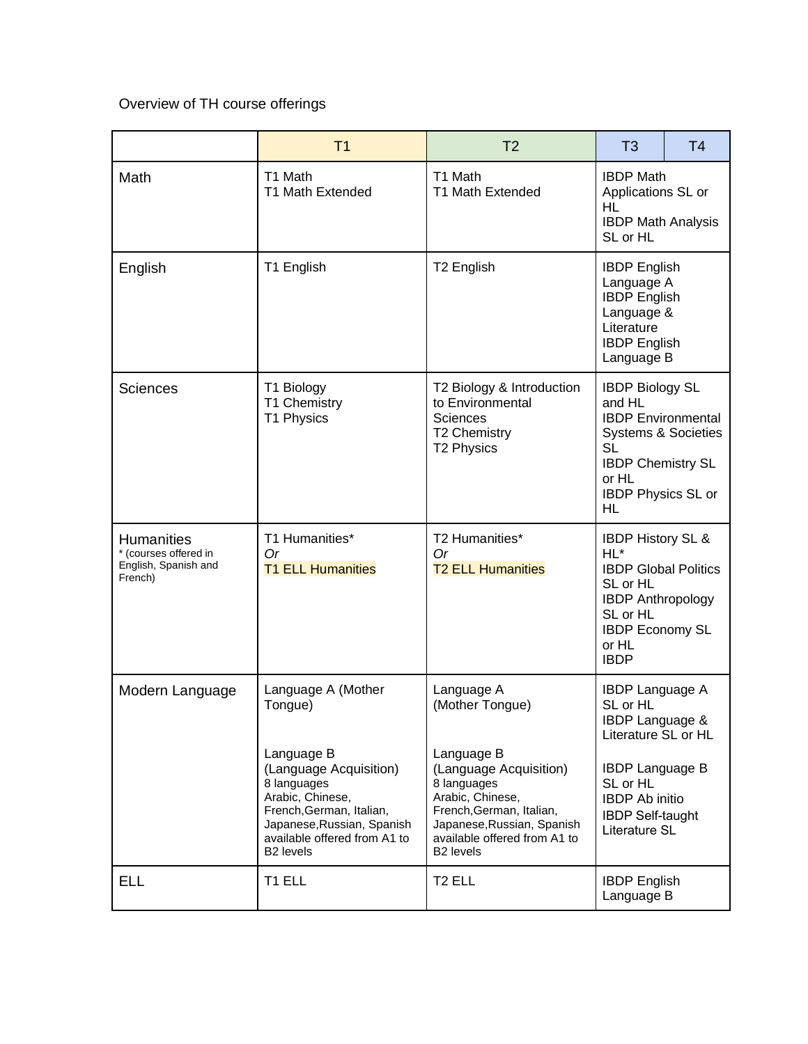Overview of TH course offerings

| | T1 | T2 | T3 | T4 |
|---|---|---|---|---|
| Math | T1 Math<br>T1 Math Extended | T1 Math<br>T1 Math Extended | IBDP Math Applications SL or HL<br>IBDP Math Analysis SL or HL | |
| English | T1 English | T2 English | IBDP English Language A<br>IBDP English Language & Literature<br>IBDP English Language B | |
| Sciences | T1 Biology<br>T1 Chemistry<br>T1 Physics | T2 Biology & Introduction to Environmental Sciences<br>T2 Chemistry<br>T2 Physics | IBDP Biology SL and HL<br>IBDP Environmental Systems & Societies SL<br>IBDP Chemistry SL or HL<br>IBDP Physics SL or HL | |
| Humanities<br>* (courses offered in English, Spanish and French) | T1 Humanities*<br>*Or*<br>T1 ELL Humanities | T2 Humanities*<br>*Or*<br>T2 ELL Humanities | IBDP History SL & HL*<br>IBDP Global Politics SL or HL<br>IBDP Anthropology SL or HL<br>IBDP Economy SL or HL<br>IBDP | |
| Modern Language | Language A (Mother Tongue)<br><br>Language B (Language Acquisition)<br>8 languages<br>Arabic, Chinese, French,German, Italian, Japanese,Russian, Spanish available offered from A1 to B2 levels | Language A (Mother Tongue)<br><br>Language B (Language Acquisition)<br>8 languages<br>Arabic, Chinese, French,German, Italian, Japanese,Russian, Spanish available offered from A1 to B2 levels | IBDP Language A SL or HL<br>IBDP Language & Literature SL or HL<br><br>IBDP Language B SL or HL<br>IBDP Ab initio<br>IBDP Self-taught Literature SL | |
| ELL | T1 ELL | T2 ELL | IBDP English Language B | |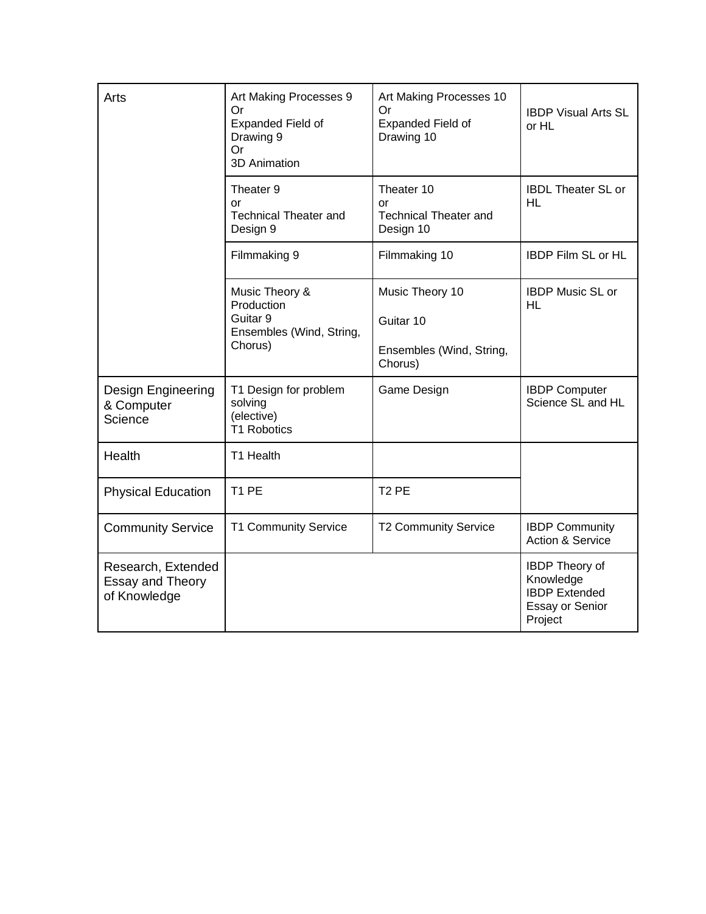| | | | |
|---|---|---|---|
| Arts | Art Making Processes 9<br>Or<br>Expanded Field of Drawing 9<br>Or<br>3D Animation | Art Making Processes 10<br>Or<br>Expanded Field of Drawing 10 | IBDP Visual Arts SL or HL |
| | Theater 9<br>or<br>Technical Theater and Design 9 | Theater 10<br>or<br>Technical Theater and Design 10 | IBDL Theater SL or HL |
| | Filmmaking 9 | Filmmaking 10 | IBDP Film SL or HL |
| | Music Theory & Production<br>Guitar 9<br>Ensembles (Wind, String, Chorus) | Music Theory 10<br><br>Guitar 10<br><br>Ensembles (Wind, String, Chorus) | IBDP Music SL or HL |
| Design Engineering & Computer Science | T1 Design for problem solving<br>(elective)<br>T1 Robotics | Game Design | IBDP Computer Science SL and HL |
| Health | T1 Health | | |
| Physical Education | T1 PE | T2 PE | |
| Community Service | T1 Community Service | T2 Community Service | IBDP Community Action & Service |
| Research, Extended Essay and Theory of Knowledge | | | IBDP Theory of Knowledge<br>IBDP Extended Essay or Senior Project |